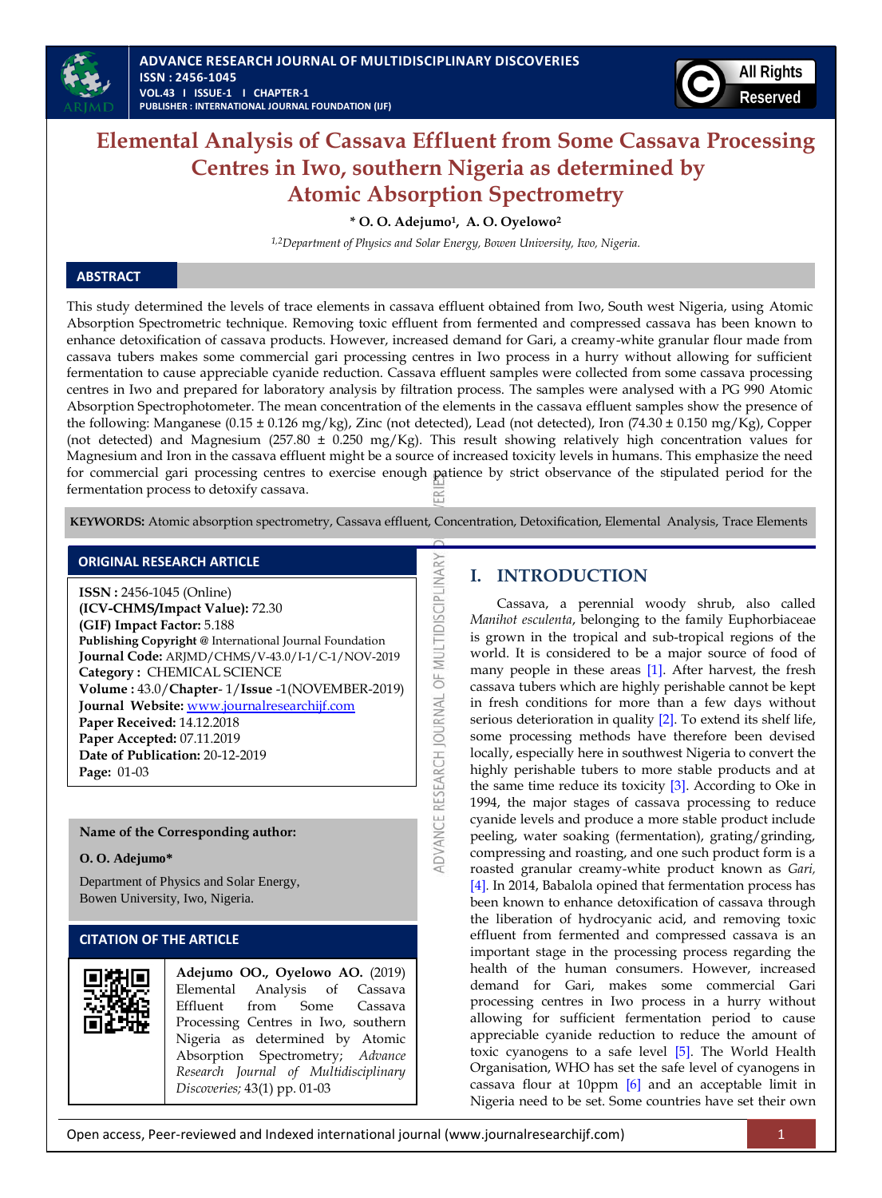# Elemental Analysis of Cassava Effluent from Some Cassava Processing Centres in Iwo, southern Nigeria as determined by Atomic Absorption Spectrometry

**\* O. O. Adejumo[1], A. O. Oyelowo[2]**

[1,2]*Department of Physics and Solar Energy, Bowen University, Iwo, Nigeria.*

## ABSTRACT

This study determined the levels of trace elements in cassava effluent obtained from Iwo, South west Nigeria, using Atomic Absorption Spectrometric technique. Removing toxic effluent from fermented and compressed cassava has been known to enhance detoxification of cassava products. However, increased demand for Gari, a creamy-white granular flour made from cassava tubers makes some commercial gari processing centres in Iwo process in a hurry without allowing for sufficient fermentation to cause appreciable cyanide reduction. Cassava effluent samples were collected from some cassava processing centres in Iwo and prepared for laboratory analysis by filtration process. The samples were analysed with a PG 990 Atomic Absorption Spectrophotometer. The mean concentration of the elements in the cassava effluent samples show the presence of the following: Manganese (0.15 ± 0.126 mg/kg), Zinc (not detected), Lead (not detected), Iron (74.30 ± 0.150 mg/Kg), Copper (not detected) and Magnesium (257.80 ± 0.250 mg/Kg). This result showing relatively high concentration values for Magnesium and Iron in the cassava effluent might be a source of increased toxicity levels in humans. This emphasize the need for commercial gari processing centres to exercise enough patience by strict observance of the stipulated period for the fermentation process to detoxify cassava.

**KEYWORDS:** Atomic absorption spectrometry, Cassava effluent, Concentration, Detoxification, Elemental Analysis, Trace Elements

## ORIGINAL RESEARCH ARTICLE

**ISSN :** 2456-1045 (Online)
**(ICV-CHMS/Impact Value):** 72.30
**(GIF) Impact Factor:** 5.188
**Publishing Copyright @** International Journal Foundation
**Journal Code:** ARJMD/CHMS/V-43.0/I-1/C-1/NOV-2019
**Category :** CHEMICAL SCIENCE
**Volume :** 43.0/**Chapter**- 1/**Issue** -1(NOVEMBER-2019)
**Journal Website:** www.journalresearchijf.com
**Paper Received:** 14.12.2018
**Paper Accepted:** 07.11.2019
**Date of Publication:** 20-12-2019
**Page:** 01-03

**Name of the Corresponding author:**

**O. O. Adejumo\***

Department of Physics and Solar Energy,
Bowen University, Iwo, Nigeria.

## CITATION OF THE ARTICLE

**Adejumo OO., Oyelowo AO.** (2019) Elemental Analysis of Cassava Effluent from Some Cassava Processing Centres in Iwo, southern Nigeria as determined by Atomic Absorption Spectrometry; *Advance Research Journal of Multidisciplinary Discoveries;* 43(1) pp. 01-03

## I. INTRODUCTION

Cassava, a perennial woody shrub, also called *Manihot esculenta*, belonging to the family Euphorbiaceae is grown in the tropical and sub-tropical regions of the world. It is considered to be a major source of food of many people in these areas [1]. After harvest, the fresh cassava tubers which are highly perishable cannot be kept in fresh conditions for more than a few days without serious deterioration in quality [2]. To extend its shelf life, some processing methods have therefore been devised locally, especially here in southwest Nigeria to convert the highly perishable tubers to more stable products and at the same time reduce its toxicity [3]. According to Oke in 1994, the major stages of cassava processing to reduce cyanide levels and produce a more stable product include peeling, water soaking (fermentation), grating/grinding, compressing and roasting, and one such product form is a roasted granular creamy-white product known as *Gari,* [4]. In 2014, Babalola opined that fermentation process has been known to enhance detoxification of cassava through the liberation of hydrocyanic acid, and removing toxic effluent from fermented and compressed cassava is an important stage in the processing process regarding the health of the human consumers. However, increased demand for Gari, makes some commercial Gari processing centres in Iwo process in a hurry without allowing for sufficient fermentation period to cause appreciable cyanide reduction to reduce the amount of toxic cyanogens to a safe level [5]. The World Health Organisation, WHO has set the safe level of cyanogens in cassava flour at 10ppm [6] and an acceptable limit in Nigeria need to be set. Some countries have set their own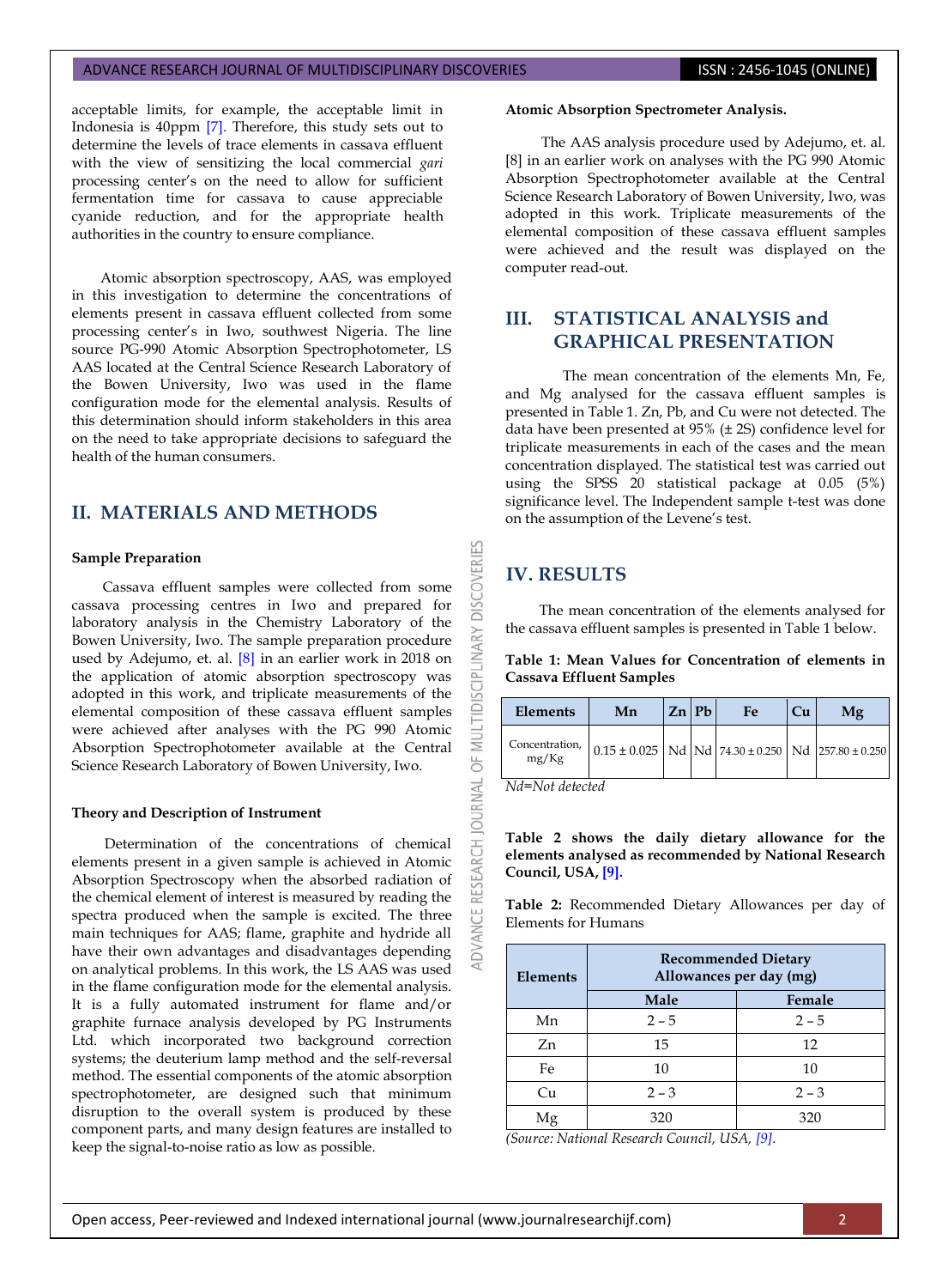acceptable limits, for example, the acceptable limit in Indonesia is 40ppm [7]. Therefore, this study sets out to determine the levels of trace elements in cassava effluent with the view of sensitizing the local commercial *gari* processing center's on the need to allow for sufficient fermentation time for cassava to cause appreciable cyanide reduction, and for the appropriate health authorities in the country to ensure compliance.

Atomic absorption spectroscopy, AAS, was employed in this investigation to determine the concentrations of elements present in cassava effluent collected from some processing center's in Iwo, southwest Nigeria. The line source PG-990 Atomic Absorption Spectrophotometer, LS AAS located at the Central Science Research Laboratory of the Bowen University, Iwo was used in the flame configuration mode for the elemental analysis. Results of this determination should inform stakeholders in this area on the need to take appropriate decisions to safeguard the health of the human consumers.

## II. MATERIALS AND METHODS

### Sample Preparation

Cassava effluent samples were collected from some cassava processing centres in Iwo and prepared for laboratory analysis in the Chemistry Laboratory of the Bowen University, Iwo. The sample preparation procedure used by Adejumo, et. al. [8] in an earlier work in 2018 on the application of atomic absorption spectroscopy was adopted in this work, and triplicate measurements of the elemental composition of these cassava effluent samples were achieved after analyses with the PG 990 Atomic Absorption Spectrophotometer available at the Central Science Research Laboratory of Bowen University, Iwo.

### Theory and Description of Instrument

Determination of the concentrations of chemical elements present in a given sample is achieved in Atomic Absorption Spectroscopy when the absorbed radiation of the chemical element of interest is measured by reading the spectra produced when the sample is excited. The three main techniques for AAS; flame, graphite and hydride all have their own advantages and disadvantages depending on analytical problems. In this work, the LS AAS was used in the flame configuration mode for the elemental analysis. It is a fully automated instrument for flame and/or graphite furnace analysis developed by PG Instruments Ltd. which incorporated two background correction systems; the deuterium lamp method and the self-reversal method. The essential components of the atomic absorption spectrophotometer, are designed such that minimum disruption to the overall system is produced by these component parts, and many design features are installed to keep the signal-to-noise ratio as low as possible.

### Atomic Absorption Spectrometer Analysis.

The AAS analysis procedure used by Adejumo, et. al. [8] in an earlier work on analyses with the PG 990 Atomic Absorption Spectrophotometer available at the Central Science Research Laboratory of Bowen University, Iwo, was adopted in this work. Triplicate measurements of the elemental composition of these cassava effluent samples were achieved and the result was displayed on the computer read-out.

## III. STATISTICAL ANALYSIS and GRAPHICAL PRESENTATION

The mean concentration of the elements Mn, Fe, and Mg analysed for the cassava effluent samples is presented in Table 1. Zn, Pb, and Cu were not detected. The data have been presented at 95% (± 2S) confidence level for triplicate measurements in each of the cases and the mean concentration displayed. The statistical test was carried out using the SPSS 20 statistical package at 0.05 (5%) significance level. The Independent sample t-test was done on the assumption of the Levene's test.

## IV. RESULTS

The mean concentration of the elements analysed for the cassava effluent samples is presented in Table 1 below.

**Table 1: Mean Values for Concentration of elements in Cassava Effluent Samples**

| Elements | Mn | Zn | Pb | Fe | Cu | Mg |
|---|---|---|---|---|---|---|
| Concentration, mg/Kg | 0.15 ± 0.025 | Nd | Nd | 74.30 ± 0.250 | Nd | 257.80 ± 0.250 |

*Nd=Not detected*

**Table 2 shows the daily dietary allowance for the elements analysed as recommended by National Research Council, USA, [9].**

**Table 2:** Recommended Dietary Allowances per day of Elements for Humans

| Elements | Recommended Dietary Allowances per day (mg) | |
|---|---|---|
| | Male | Female |
| Mn | 2 – 5 | 2 – 5 |
| Zn | 15 | 12 |
| Fe | 10 | 10 |
| Cu | 2 – 3 | 2 – 3 |
| Mg | 320 | 320 |

*(Source: National Research Council, USA, [9].*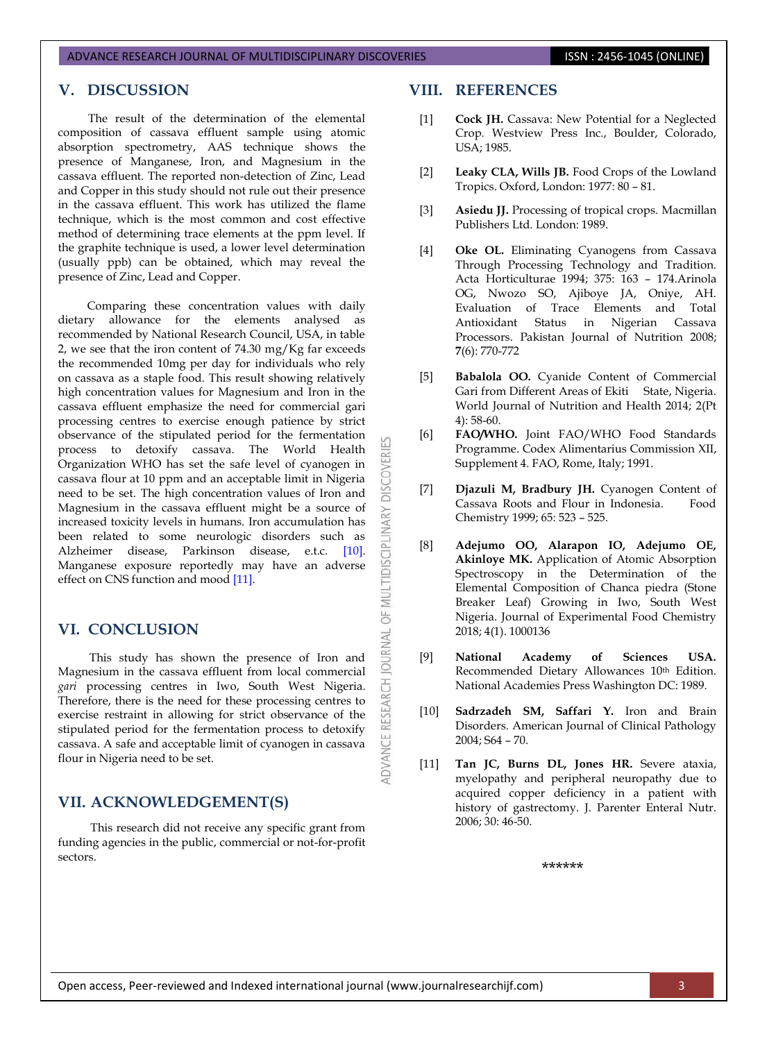## V. DISCUSSION

The result of the determination of the elemental composition of cassava effluent sample using atomic absorption spectrometry, AAS technique shows the presence of Manganese, Iron, and Magnesium in the cassava effluent. The reported non-detection of Zinc, Lead and Copper in this study should not rule out their presence in the cassava effluent. This work has utilized the flame technique, which is the most common and cost effective method of determining trace elements at the ppm level. If the graphite technique is used, a lower level determination (usually ppb) can be obtained, which may reveal the presence of Zinc, Lead and Copper.

Comparing these concentration values with daily dietary allowance for the elements analysed as recommended by National Research Council, USA, in table 2, we see that the iron content of 74.30 mg/Kg far exceeds the recommended 10mg per day for individuals who rely on cassava as a staple food. This result showing relatively high concentration values for Magnesium and Iron in the cassava effluent emphasize the need for commercial gari processing centres to exercise enough patience by strict observance of the stipulated period for the fermentation process to detoxify cassava. The World Health Organization WHO has set the safe level of cyanogen in cassava flour at 10 ppm and an acceptable limit in Nigeria need to be set. The high concentration values of Iron and Magnesium in the cassava effluent might be a source of increased toxicity levels in humans. Iron accumulation has been related to some neurologic disorders such as Alzheimer disease, Parkinson disease, e.t.c. [10]. Manganese exposure reportedly may have an adverse effect on CNS function and mood [11].

## VI. CONCLUSION

This study has shown the presence of Iron and Magnesium in the cassava effluent from local commercial *gari* processing centres in Iwo, South West Nigeria. Therefore, there is the need for these processing centres to exercise restraint in allowing for strict observance of the stipulated period for the fermentation process to detoxify cassava. A safe and acceptable limit of cyanogen in cassava flour in Nigeria need to be set.

## VII. ACKNOWLEDGEMENT(S)

This research did not receive any specific grant from funding agencies in the public, commercial or not-for-profit sectors.

## VIII. REFERENCES

[1] **Cock JH.** Cassava: New Potential for a Neglected Crop. Westview Press Inc., Boulder, Colorado, USA; 1985.

[2] **Leaky CLA, Wills JB.** Food Crops of the Lowland Tropics. Oxford, London: 1977: 80 – 81.

[3] **Asiedu JJ.** Processing of tropical crops. Macmillan Publishers Ltd. London: 1989.

[4] **Oke OL.** Eliminating Cyanogens from Cassava Through Processing Technology and Tradition. Acta Horticulturae 1994; 375: 163 – 174.Arinola OG, Nwozo SO, Ajiboye JA, Oniye, AH. Evaluation of Trace Elements and Total Antioxidant Status in Nigerian Cassava Processors. Pakistan Journal of Nutrition 2008; **7**(6): 770-772

[5] **Babalola OO.** Cyanide Content of Commercial Gari from Different Areas of Ekiti State, Nigeria. World Journal of Nutrition and Health 2014; 2(Pt 4): 58-60.

[6] **FAO/WHO.** Joint FAO/WHO Food Standards Programme. Codex Alimentarius Commission XII, Supplement 4. FAO, Rome, Italy; 1991.

[7] **Djazuli M, Bradbury JH.** Cyanogen Content of Cassava Roots and Flour in Indonesia. Food Chemistry 1999; 65: 523 – 525.

[8] **Adejumo OO, Alarapon IO, Adejumo OE, Akinloye MK.** Application of Atomic Absorption Spectroscopy in the Determination of the Elemental Composition of Chanca piedra (Stone Breaker Leaf) Growing in Iwo, South West Nigeria. Journal of Experimental Food Chemistry 2018; 4(1). 1000136

[9] **National Academy of Sciences USA.** Recommended Dietary Allowances 10th Edition. National Academies Press Washington DC: 1989.

[10] **Sadrzadeh SM, Saffari Y.** Iron and Brain Disorders. American Journal of Clinical Pathology 2004; S64 – 70.

[11] **Tan JC, Burns DL, Jones HR.** Severe ataxia, myelopathy and peripheral neuropathy due to acquired copper deficiency in a patient with history of gastrectomy. J. Parenter Enteral Nutr. 2006; 30: 46-50.

\*\*\*\*\*\*